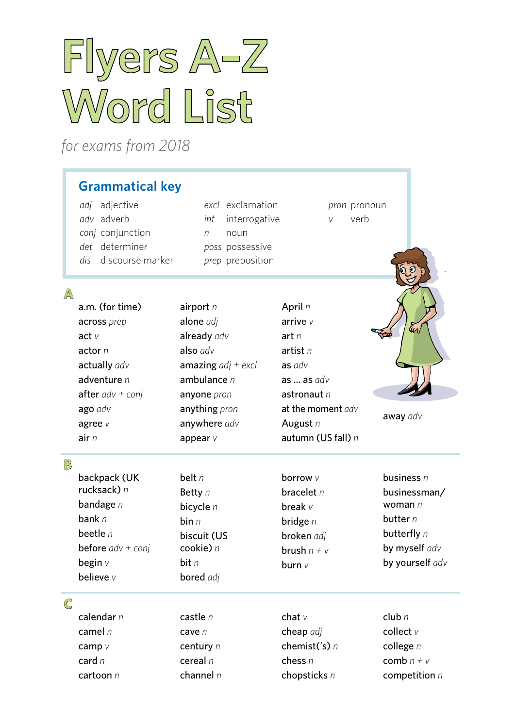# Flyers A–Z Word List

*for exams from 2018*

## Grammatical key

*adj* adjective
*adv* adverb
*conj* conjunction
*det* determiner
*dis* discourse marker
*excl* exclamation
*int* interrogative
*n* noun
*poss* possessive
*prep* preposition
*pron* pronoun
*v* verb

## A

a.m. (for time)
across *prep*
act *v*
actor *n*
actually *adv*
adventure *n*
after *adv + conj*
ago *adv*
agree *v*
air *n*
airport *n*
alone *adj*
already *adv*
also *adv*
amazing *adj + excl*
ambulance *n*
anyone *pron*
anything *pron*
anywhere *adv*
appear *v*
April *n*
arrive *v*
art *n*
artist *n*
as *adv*
as … as *adv*
astronaut *n*
at the moment *adv*
August *n*
autumn (US fall) *n*
away *adv*

## B

backpack (UK rucksack) *n*
bandage *n*
bank *n*
beetle *n*
before *adv + conj*
begin *v*
believe *v*
belt *n*
Betty *n*
bicycle *n*
bin *n*
biscuit (US cookie) *n*
bit *n*
bored *adj*
borrow *v*
bracelet *n*
break *v*
bridge *n*
broken *adj*
brush *n + v*
burn *v*
business *n*
businessman/woman *n*
butter *n*
butterfly *n*
by myself *adv*
by yourself *adv*

## C

calendar *n*
camel *n*
camp *v*
card *n*
cartoon *n*
castle *n*
cave *n*
century *n*
cereal *n*
channel *n*
chat *v*
cheap *adj*
chemist('s) *n*
chess *n*
chopsticks *n*
club *n*
collect *v*
college *n*
comb *n + v*
competition *n*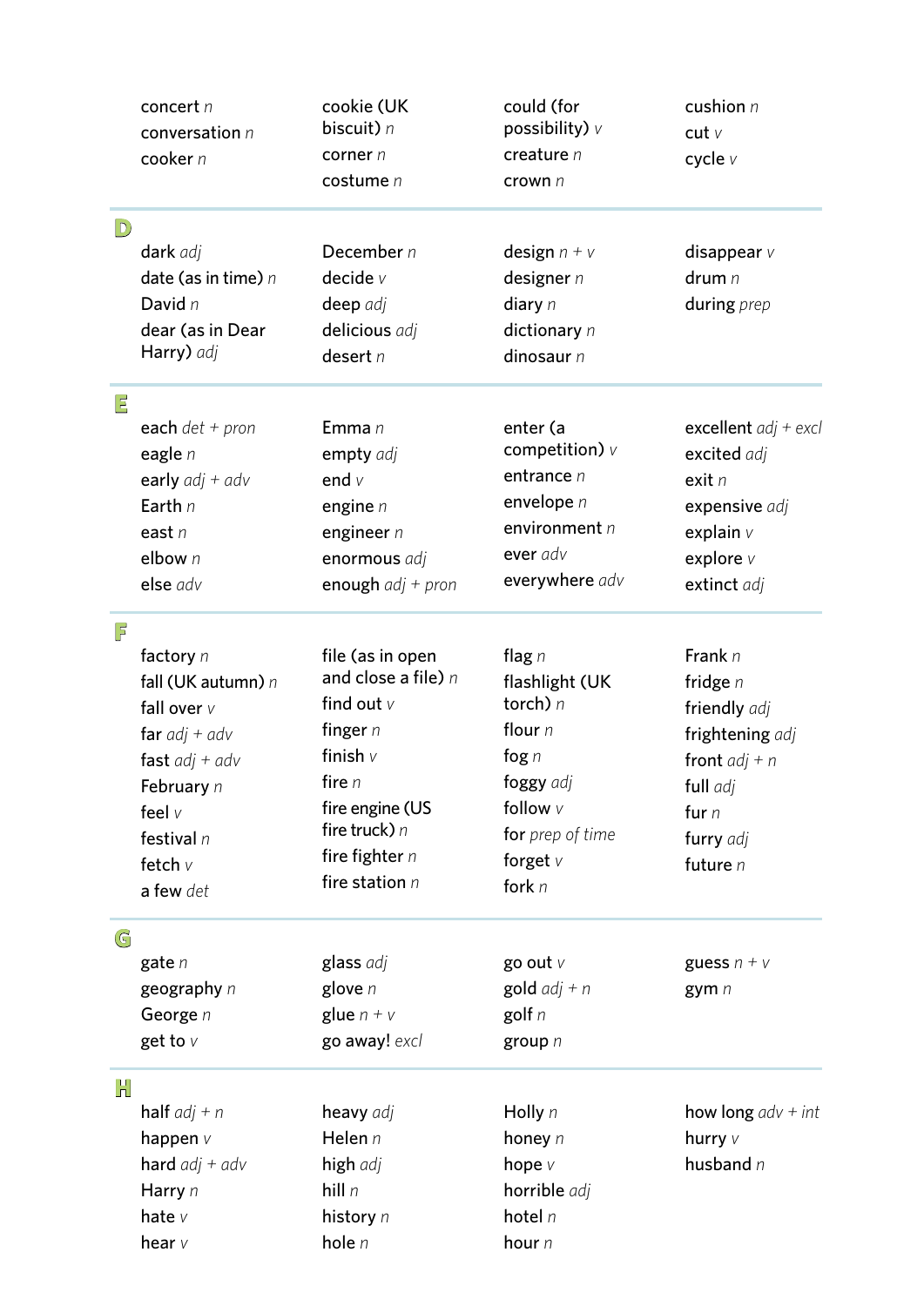concert *n*
conversation *n*
cooker *n*
cookie (UK biscuit) *n*
corner *n*
costume *n*
could (for possibility) *v*
creature *n*
crown *n*
cushion *n*
cut *v*
cycle *v*

## D

dark *adj*
date (as in time) *n*
David *n*
dear (as in Dear Harry) *adj*
December *n*
decide *v*
deep *adj*
delicious *adj*
desert *n*
design *n + v*
designer *n*
diary *n*
dictionary *n*
dinosaur *n*
disappear *v*
drum *n*
during *prep*

## E

each *det + pron*
eagle *n*
early *adj + adv*
Earth *n*
east *n*
elbow *n*
else *adv*
Emma *n*
empty *adj*
end *v*
engine *n*
engineer *n*
enormous *adj*
enough *adj + pron*
enter (a competition) *v*
entrance *n*
envelope *n*
environment *n*
ever *adv*
everywhere *adv*
excellent *adj + excl*
excited *adj*
exit *n*
expensive *adj*
explain *v*
explore *v*
extinct *adj*

## F

factory *n*
fall (UK autumn) *n*
fall over *v*
far *adj + adv*
fast *adj + adv*
February *n*
feel *v*
festival *n*
fetch *v*
a few *det*
file (as in open and close a file) *n*
find out *v*
finger *n*
finish *v*
fire *n*
fire engine (US fire truck) *n*
fire fighter *n*
fire station *n*
flag *n*
flashlight (UK torch) *n*
flour *n*
fog *n*
foggy *adj*
follow *v*
for *prep of time*
forget *v*
fork *n*
Frank *n*
fridge *n*
friendly *adj*
frightening *adj*
front *adj + n*
full *adj*
fur *n*
furry *adj*
future *n*

## G

gate *n*
geography *n*
George *n*
get to *v*
glass *adj*
glove *n*
glue *n + v*
go away! *excl*
go out *v*
gold *adj + n*
golf *n*
group *n*
guess *n + v*
gym *n*

## H

half *adj + n*
happen *v*
hard *adj + adv*
Harry *n*
hate *v*
hear *v*
heavy *adj*
Helen *n*
high *adj*
hill *n*
history *n*
hole *n*
Holly *n*
honey *n*
hope *v*
horrible *adj*
hotel *n*
hour *n*
how long *adv + int*
hurry *v*
husband *n*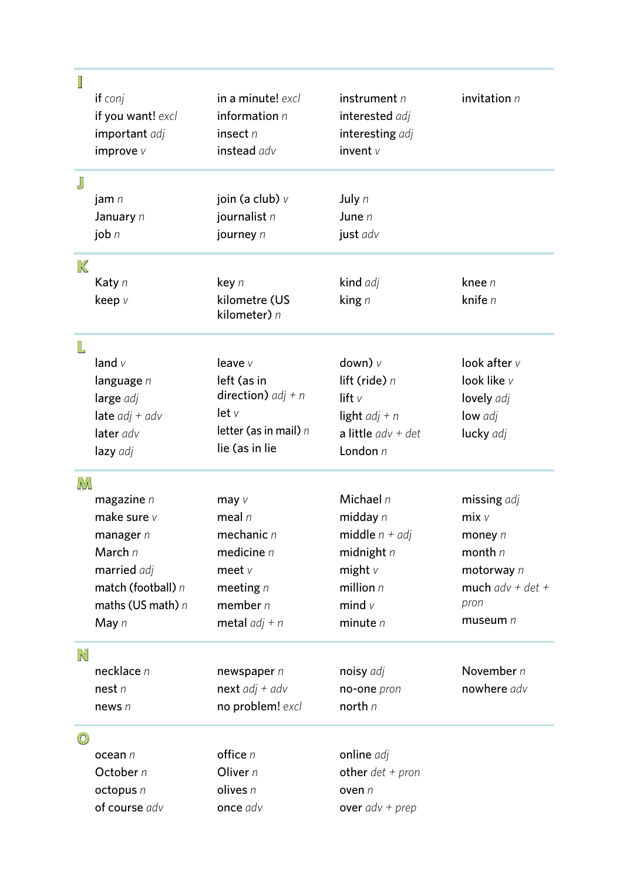## I

if *conj*
if you want! *excl*
important *adj*
improve *v*
in a minute! *excl*
information *n*
insect *n*
instead *adv*
instrument *n*
interested *adj*
interesting *adj*
invent *v*
invitation *n*

## J

jam *n*
January *n*
job *n*
join (a club) *v*
journalist *n*
journey *n*
July *n*
June *n*
just *adv*

## K

Katy *n*
keep *v*
key *n*
kilometre (US kilometer) *n*
kind *adj*
king *n*
knee *n*
knife *n*

## L

land *v*
language *n*
large *adj*
late *adj + adv*
later *adv*
lazy *adj*
leave *v*
left (as in direction) *adj + n*
let *v*
letter (as in mail) *n*
lie (as in lie
down) *v*
lift (ride) *n*
lift *v*
light *adj + n*
a little *adv + det*
London *n*
look after *v*
look like *v*
lovely *adj*
low *adj*
lucky *adj*

## M

magazine *n*
make sure *v*
manager *n*
March *n*
married *adj*
match (football) *n*
maths (US math) *n*
May *n*
may *v*
meal *n*
mechanic *n*
medicine *n*
meet *v*
meeting *n*
member *n*
metal *adj + n*
Michael *n*
midday *n*
middle *n + adj*
midnight *n*
might *v*
million *n*
mind *v*
minute *n*
missing *adj*
mix *v*
money *n*
month *n*
motorway *n*
much *adv + det + pron*
museum *n*

## N

necklace *n*
nest *n*
news *n*
newspaper *n*
next *adj + adv*
no problem! *excl*
noisy *adj*
no-one *pron*
north *n*
November *n*
nowhere *adv*

## O

ocean *n*
October *n*
octopus *n*
of course *adv*
office *n*
Oliver *n*
olives *n*
once *adv*
online *adj*
other *det + pron*
oven *n*
over *adv + prep*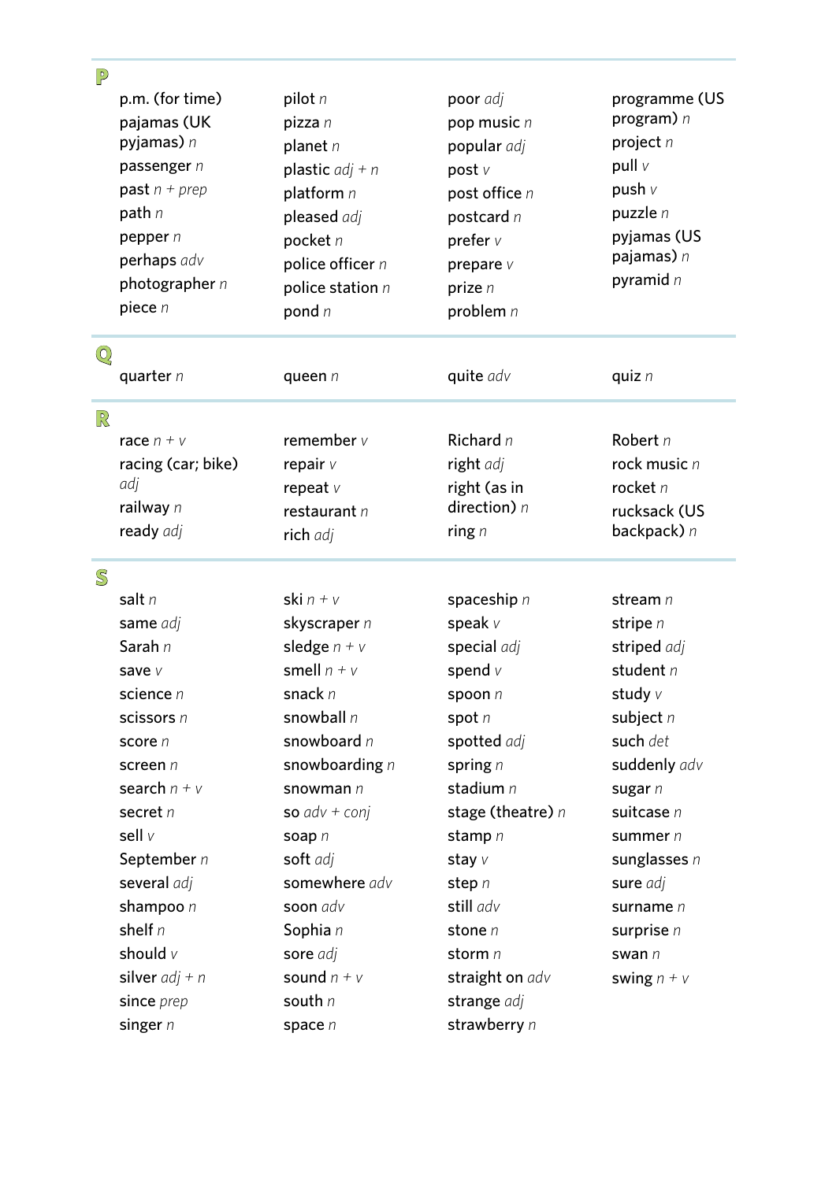## P

p.m. (for time)
pajamas (UK pyjamas) *n*
passenger *n*
past *n + prep*
path *n*
pepper *n*
perhaps *adv*
photographer *n*
piece *n*
pilot *n*
pizza *n*
planet *n*
plastic *adj + n*
platform *n*
pleased *adj*
pocket *n*
police officer *n*
police station *n*
pond *n*
poor *adj*
pop music *n*
popular *adj*
post *v*
post office *n*
postcard *n*
prefer *v*
prepare *v*
prize *n*
problem *n*
programme (US program) *n*
project *n*
pull *v*
push *v*
puzzle *n*
pyjamas (US pajamas) *n*
pyramid *n*

## Q

quarter *n*
queen *n*
quite *adv*
quiz *n*

## R

race *n + v*
racing (car; bike) *adj*
railway *n*
ready *adj*
remember *v*
repair *v*
repeat *v*
restaurant *n*
rich *adj*
Richard *n*
right *adj*
right (as in direction) *n*
ring *n*
Robert *n*
rock music *n*
rocket *n*
rucksack (US backpack) *n*

## S

salt *n*
same *adj*
Sarah *n*
save *v*
science *n*
scissors *n*
score *n*
screen *n*
search *n + v*
secret *n*
sell *v*
September *n*
several *adj*
shampoo *n*
shelf *n*
should *v*
silver *adj + n*
since *prep*
singer *n*
ski *n + v*
skyscraper *n*
sledge *n + v*
smell *n + v*
snack *n*
snowball *n*
snowboard *n*
snowboarding *n*
snowman *n*
so *adv + conj*
soap *n*
soft *adj*
somewhere *adv*
soon *adv*
Sophia *n*
sore *adj*
sound *n + v*
south *n*
space *n*
spaceship *n*
speak *v*
special *adj*
spend *v*
spoon *n*
spot *n*
spotted *adj*
spring *n*
stadium *n*
stage (theatre) *n*
stamp *n*
stay *v*
step *n*
still *adv*
stone *n*
storm *n*
straight on *adv*
strange *adj*
strawberry *n*
stream *n*
stripe *n*
striped *adj*
student *n*
study *v*
subject *n*
such *det*
suddenly *adv*
sugar *n*
suitcase *n*
summer *n*
sunglasses *n*
sure *adj*
surname *n*
surprise *n*
swan *n*
swing *n + v*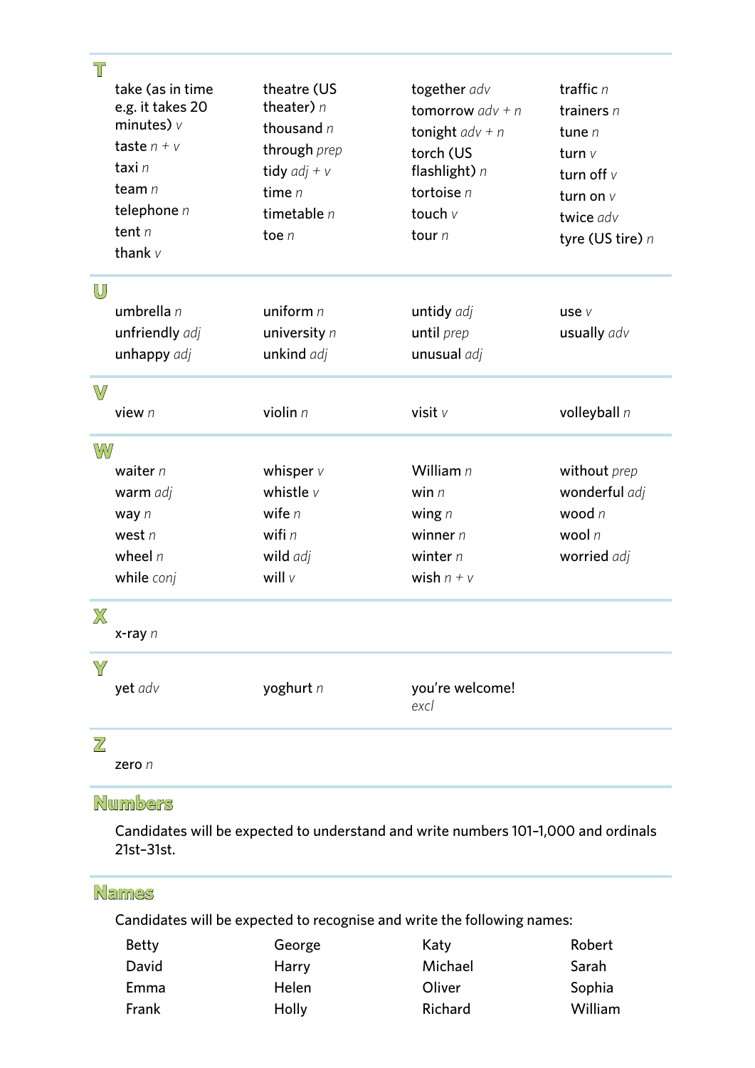## T

take (as in time e.g. it takes 20 minutes) *v*
taste *n + v*
taxi *n*
team *n*
telephone *n*
tent *n*
thank *v*
theatre (US theater) *n*
thousand *n*
through *prep*
tidy *adj + v*
time *n*
timetable *n*
toe *n*
together *adv*
tomorrow *adv + n*
tonight *adv + n*
torch (US flashlight) *n*
tortoise *n*
touch *v*
tour *n*
traffic *n*
trainers *n*
tune *n*
turn *v*
turn off *v*
turn on *v*
twice *adv*
tyre (US tire) *n*

## U

umbrella *n*
unfriendly *adj*
unhappy *adj*
uniform *n*
university *n*
unkind *adj*
untidy *adj*
until *prep*
unusual *adj*
use *v*
usually *adv*

## V

view *n*
violin *n*
visit *v*
volleyball *n*

## W

waiter *n*
warm *adj*
way *n*
west *n*
wheel *n*
while *conj*
whisper *v*
whistle *v*
wife *n*
wifi *n*
wild *adj*
will *v*
William *n*
win *n*
wing *n*
winner *n*
winter *n*
wish *n + v*
without *prep*
wonderful *adj*
wood *n*
wool *n*
worried *adj*

## X

x-ray *n*

## Y

yet *adv*
yoghurt *n*
you're welcome! *excl*

## Z

zero *n*

## Numbers

Candidates will be expected to understand and write numbers 101–1,000 and ordinals 21st–31st.

## Names

Candidates will be expected to recognise and write the following names:

Betty
David
Emma
Frank
George
Harry
Helen
Holly
Katy
Michael
Oliver
Richard
Robert
Sarah
Sophia
William